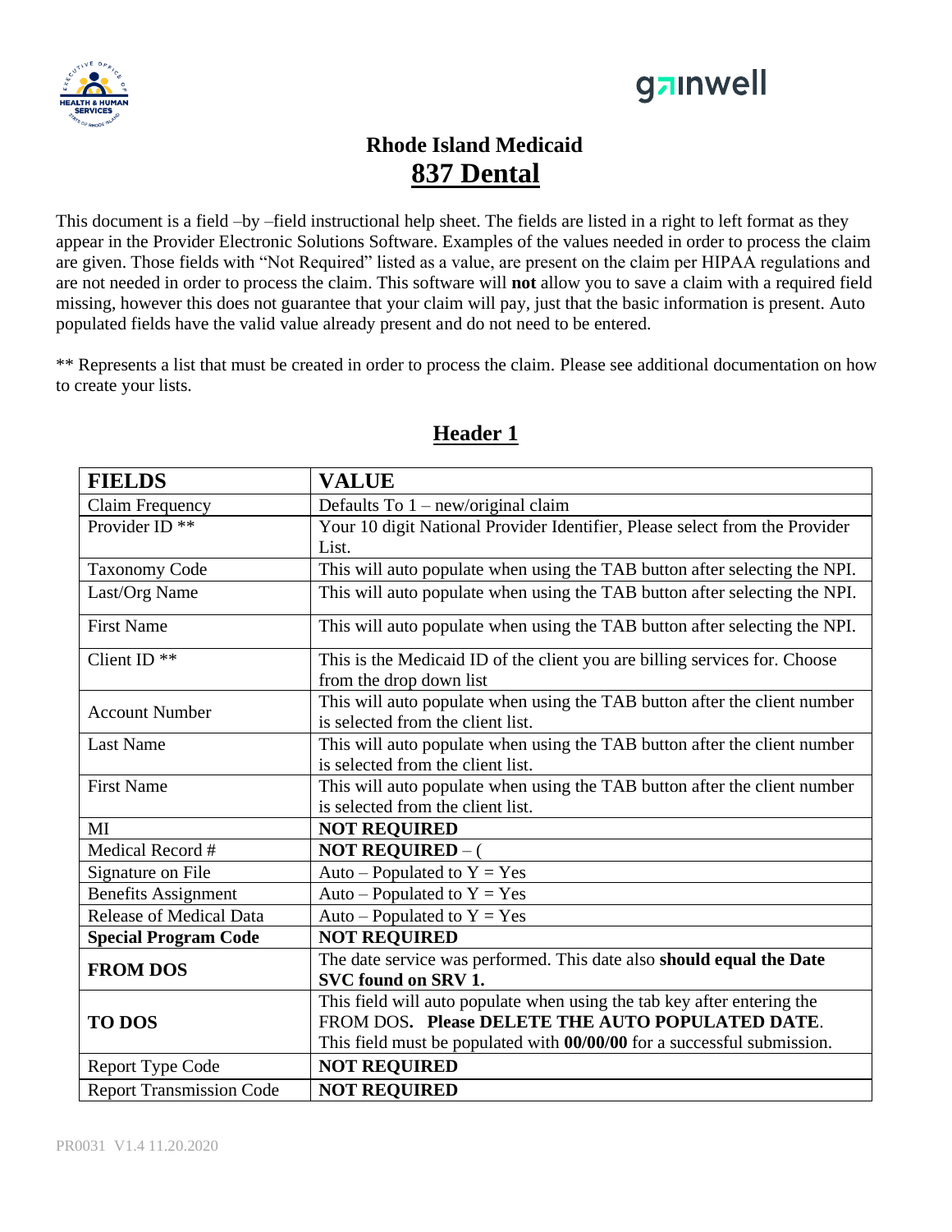# Rhode Island Medicaid

## 837 Dental

This document is a field –by –field instructional help sheet. The fields are listed in a right to left format as they appear in the Provider Electronic Solutions Software. Examples of the values needed in order to process the claim are given. Those fields with "Not Required" listed as a value, are present on the claim per HIPAA regulations and are not needed in order to process the claim. This software will **not** allow you to save a claim with a required field missing, however this does not guarantee that your claim will pay, just that the basic information is present. Auto populated fields have the valid value already present and do not need to be entered.

** Represents a list that must be created in order to process the claim. Please see additional documentation on how to create your lists.

## Header 1

| FIELDS | VALUE |
|---|---|
| Claim Frequency | Defaults To 1 – new/original claim |
| Provider ID ** | Your 10 digit National Provider Identifier, Please select from the Provider List. |
| Taxonomy Code | This will auto populate when using the TAB button after selecting the NPI. |
| Last/Org Name | This will auto populate when using the TAB button after selecting the NPI. |
| First Name | This will auto populate when using the TAB button after selecting the NPI. |
| Client ID ** | This is the Medicaid ID of the client you are billing services for. Choose from the drop down list |
| Account Number | This will auto populate when using the TAB button after the client number is selected from the client list. |
| Last Name | This will auto populate when using the TAB button after the client number is selected from the client list. |
| First Name | This will auto populate when using the TAB button after the client number is selected from the client list. |
| MI | **NOT REQUIRED** |
| Medical Record # | **NOT REQUIRED** – ( |
| Signature on File | Auto – Populated to Y = Yes |
| Benefits Assignment | Auto – Populated to Y = Yes |
| Release of Medical Data | Auto – Populated to Y = Yes |
| **Special Program Code** | **NOT REQUIRED** |
| **FROM DOS** | The date service was performed. This date also **should equal the Date SVC found on SRV 1.** |
| **TO DOS** | This field will auto populate when using the tab key after entering the FROM DOS**. Please DELETE THE AUTO POPULATED DATE**. This field must be populated with **00/00/00** for a successful submission. |
| Report Type Code | **NOT REQUIRED** |
| Report Transmission Code | **NOT REQUIRED** |

PR0031 V1.4 11.20.2020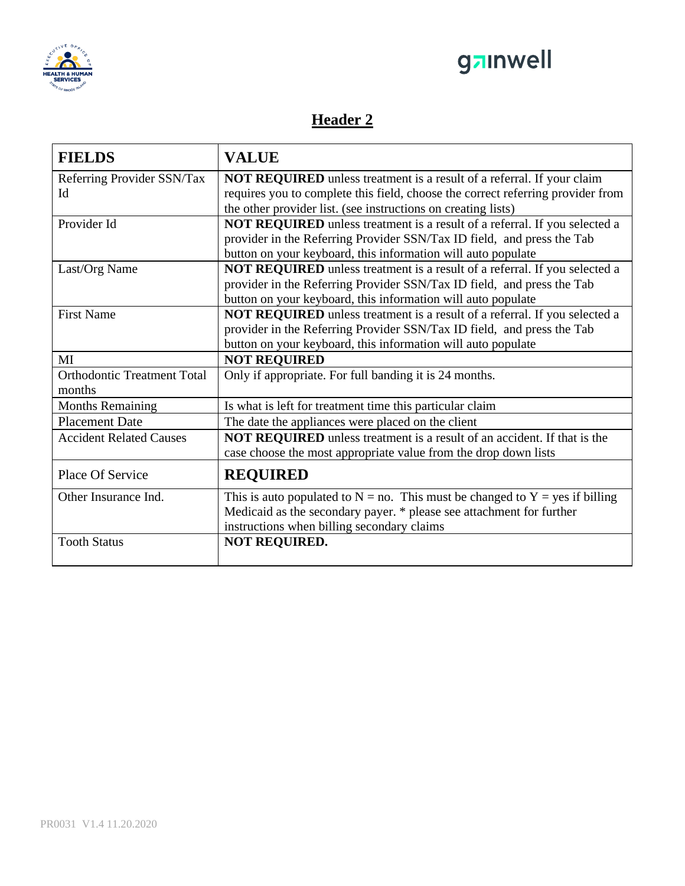## Header 2

| FIELDS | VALUE |
|---|---|
| Referring Provider SSN/Tax Id | **NOT REQUIRED** unless treatment is a result of a referral. If your claim requires you to complete this field, choose the correct referring provider from the other provider list. (see instructions on creating lists) |
| Provider Id | **NOT REQUIRED** unless treatment is a result of a referral. If you selected a provider in the Referring Provider SSN/Tax ID field, and press the Tab button on your keyboard, this information will auto populate |
| Last/Org Name | **NOT REQUIRED** unless treatment is a result of a referral. If you selected a provider in the Referring Provider SSN/Tax ID field, and press the Tab button on your keyboard, this information will auto populate |
| First Name | **NOT REQUIRED** unless treatment is a result of a referral. If you selected a provider in the Referring Provider SSN/Tax ID field, and press the Tab button on your keyboard, this information will auto populate |
| MI | **NOT REQUIRED** |
| Orthodontic Treatment Total months | Only if appropriate. For full banding it is 24 months. |
| Months Remaining | Is what is left for treatment time this particular claim |
| Placement Date | The date the appliances were placed on the client |
| Accident Related Causes | **NOT REQUIRED** unless treatment is a result of an accident. If that is the case choose the most appropriate value from the drop down lists |
| Place Of Service | **REQUIRED** |
| Other Insurance Ind. | This is auto populated to N = no. This must be changed to Y = yes if billing Medicaid as the secondary payer. * please see attachment for further instructions when billing secondary claims |
| Tooth Status | **NOT REQUIRED.** |

PR0031 V1.4 11.20.2020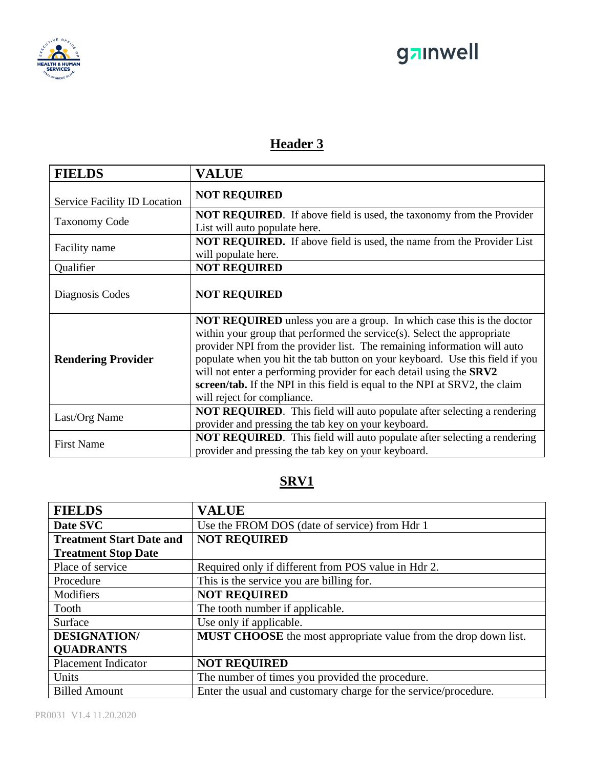## Header 3

| FIELDS | VALUE |
|---|---|
| Service Facility ID Location | **NOT REQUIRED** |
| Taxonomy Code | **NOT REQUIRED**. If above field is used, the taxonomy from the Provider List will auto populate here. |
| Facility name | **NOT REQUIRED.** If above field is used, the name from the Provider List will populate here. |
| Qualifier | **NOT REQUIRED** |
| Diagnosis Codes | **NOT REQUIRED** |
| **Rendering Provider** | **NOT REQUIRED** unless you are a group. In which case this is the doctor within your group that performed the service(s). Select the appropriate provider NPI from the provider list. The remaining information will auto populate when you hit the tab button on your keyboard. Use this field if you will not enter a performing provider for each detail using the **SRV2 screen/tab.** If the NPI in this field is equal to the NPI at SRV2, the claim will reject for compliance. |
| Last/Org Name | **NOT REQUIRED**. This field will auto populate after selecting a rendering provider and pressing the tab key on your keyboard. |
| First Name | **NOT REQUIRED**. This field will auto populate after selecting a rendering provider and pressing the tab key on your keyboard. |

## SRV1

| FIELDS | VALUE |
|---|---|
| **Date SVC** | Use the FROM DOS (date of service) from Hdr 1 |
| **Treatment Start Date and Treatment Stop Date** | **NOT REQUIRED** |
| Place of service | Required only if different from POS value in Hdr 2. |
| Procedure | This is the service you are billing for. |
| Modifiers | **NOT REQUIRED** |
| Tooth | The tooth number if applicable. |
| Surface | Use only if applicable. |
| **DESIGNATION/ QUADRANTS** | **MUST CHOOSE** the most appropriate value from the drop down list. |
| Placement Indicator | **NOT REQUIRED** |
| Units | The number of times you provided the procedure. |
| Billed Amount | Enter the usual and customary charge for the service/procedure. |

PR0031 V1.4 11.20.2020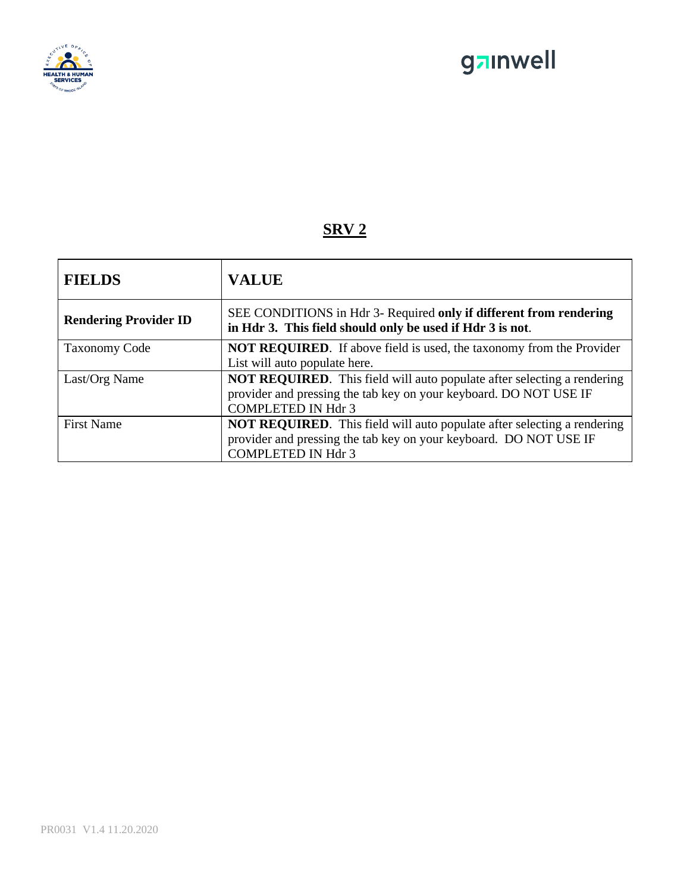## SRV 2

| FIELDS | VALUE |
|---|---|
| **Rendering Provider ID** | SEE CONDITIONS in Hdr 3- Required **only if different from rendering in Hdr 3. This field should only be used if Hdr 3 is not**. |
| Taxonomy Code | **NOT REQUIRED**. If above field is used, the taxonomy from the Provider List will auto populate here. |
| Last/Org Name | **NOT REQUIRED**. This field will auto populate after selecting a rendering provider and pressing the tab key on your keyboard. DO NOT USE IF COMPLETED IN Hdr 3 |
| First Name | **NOT REQUIRED**. This field will auto populate after selecting a rendering provider and pressing the tab key on your keyboard. DO NOT USE IF COMPLETED IN Hdr 3 |